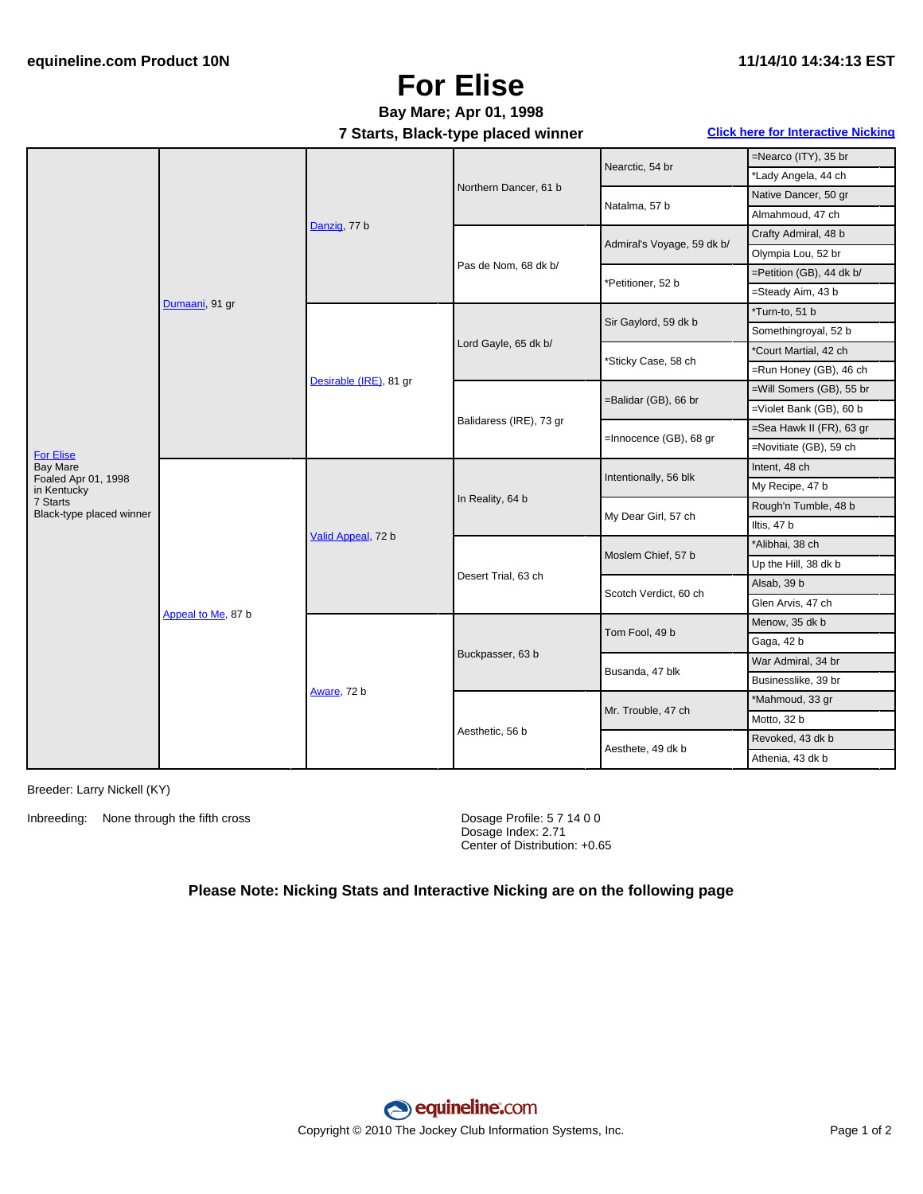equineline.com Product 10N

11/14/10 14:34:13 EST

# For Elise

**Bay Mare; Apr 01, 1998**

**7 Starts, Black-type placed winner**

Click here for Interactive Nicking

| Horse | Sire/Dam | 2nd Gen | 3rd Gen | 4th Gen | 5th Gen |
|---|---|---|---|---|---|
| For Elise<br>Bay Mare<br>Foaled Apr 01, 1998<br>in Kentucky<br>7 Starts<br>Black-type placed winner | Dumaani, 91 gr | Danzig, 77 b | Northern Dancer, 61 b | Nearctic, 54 br | =Nearco (ITY), 35 br |
| | | | | | *Lady Angela, 44 ch |
| | | | | Natalma, 57 b | Native Dancer, 50 gr |
| | | | | | Almahmoud, 47 ch |
| | | | Pas de Nom, 68 dk b/ | Admiral's Voyage, 59 dk b/ | Crafty Admiral, 48 b |
| | | | | | Olympia Lou, 52 br |
| | | | | *Petitioner, 52 b | =Petition (GB), 44 dk b/ |
| | | | | | =Steady Aim, 43 b |
| | | Desirable (IRE), 81 gr | Lord Gayle, 65 dk b/ | Sir Gaylord, 59 dk b | *Turn-to, 51 b |
| | | | | | Somethingroyal, 52 b |
| | | | | *Sticky Case, 58 ch | *Court Martial, 42 ch |
| | | | | | =Run Honey (GB), 46 ch |
| | | | Balidaress (IRE), 73 gr | =Balidar (GB), 66 br | =Will Somers (GB), 55 br |
| | | | | | =Violet Bank (GB), 60 b |
| | | | | =Innocence (GB), 68 gr | =Sea Hawk II (FR), 63 gr |
| | | | | | =Novitiate (GB), 59 ch |
| | Appeal to Me, 87 b | Valid Appeal, 72 b | In Reality, 64 b | Intentionally, 56 blk | Intent, 48 ch |
| | | | | | My Recipe, 47 b |
| | | | | My Dear Girl, 57 ch | Rough'n Tumble, 48 b |
| | | | | | Iltis, 47 b |
| | | | Desert Trial, 63 ch | Moslem Chief, 57 b | *Alibhai, 38 ch |
| | | | | | Up the Hill, 38 dk b |
| | | | | Scotch Verdict, 60 ch | Alsab, 39 b |
| | | | | | Glen Arvis, 47 ch |
| | | Aware, 72 b | Buckpasser, 63 b | Tom Fool, 49 b | Menow, 35 dk b |
| | | | | | Gaga, 42 b |
| | | | | Busanda, 47 blk | War Admiral, 34 br |
| | | | | | Businesslike, 39 br |
| | | | Aesthetic, 56 b | Mr. Trouble, 47 ch | *Mahmoud, 33 gr |
| | | | | | Motto, 32 b |
| | | | | Aesthete, 49 dk b | Revoked, 43 dk b |
| | | | | | Athenia, 43 dk b |

Breeder: Larry Nickell (KY)

Inbreeding: None through the fifth cross

Dosage Profile: 5 7 14 0 0
Dosage Index: 2.71
Center of Distribution: +0.65

**Please Note: Nicking Stats and Interactive Nicking are on the following page**

equineline.com

Copyright © 2010 The Jockey Club Information Systems, Inc.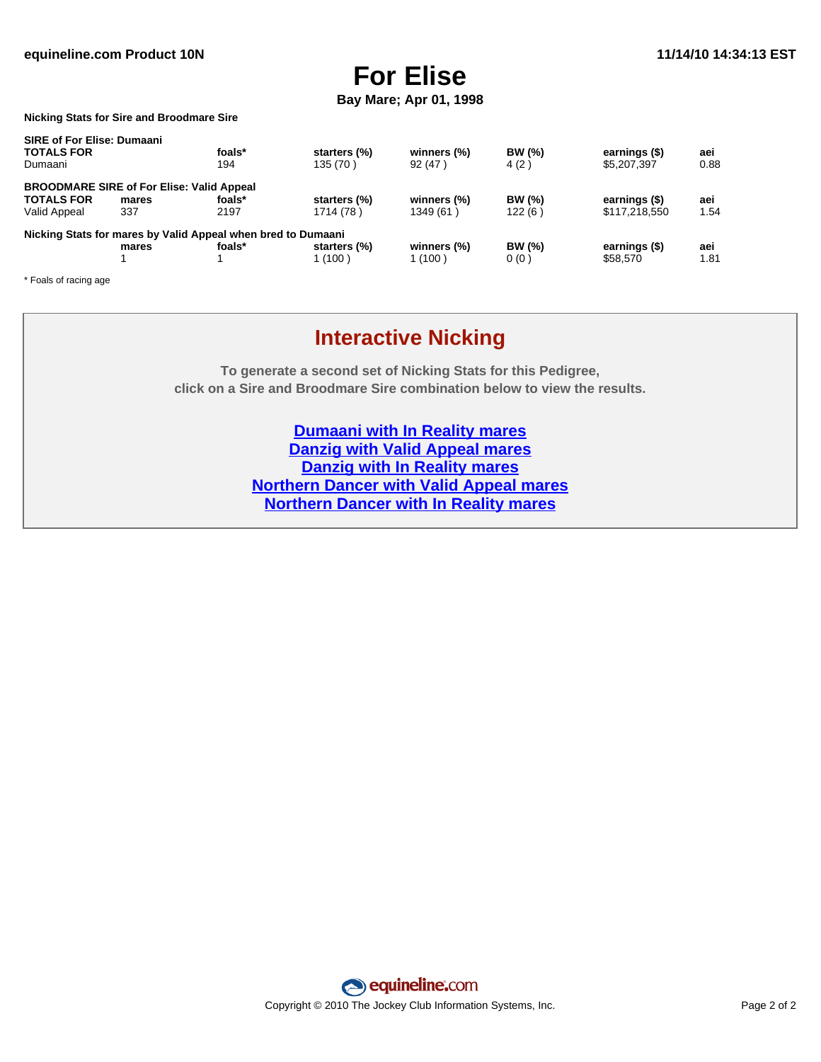# For Elise

**Bay Mare; Apr 01, 1998**

**Nicking Stats for Sire and Broodmare Sire**

**SIRE of For Elise: Dumaani**

| **TOTALS FOR** | | **foals*** | **starters (%)** | **winners (%)** | **BW (%)** | **earnings ($)** | **aei** |
|---|---|---|---|---|---|---|---|
| Dumaani | | 194 | 135 (70 ) | 92 (47 ) | 4 (2 ) | $5,207,397 | 0.88 |

**BROODMARE SIRE of For Elise: Valid Appeal**

| **TOTALS FOR** | **mares** | **foals*** | **starters (%)** | **winners (%)** | **BW (%)** | **earnings ($)** | **aei** |
|---|---|---|---|---|---|---|---|
| Valid Appeal | 337 | 2197 | 1714 (78 ) | 1349 (61 ) | 122 (6 ) | $117,218,550 | 1.54 |

**Nicking Stats for mares by Valid Appeal when bred to Dumaani**

| | **mares** | **foals*** | **starters (%)** | **winners (%)** | **BW (%)** | **earnings ($)** | **aei** |
|---|---|---|---|---|---|---|---|
| | 1 | 1 | 1 (100 ) | 1 (100 ) | 0 (0 ) | $58,570 | 1.81 |

* Foals of racing age

## Interactive Nicking

**To generate a second set of Nicking Stats for this Pedigree, click on a Sire and Broodmare Sire combination below to view the results.**

**Dumaani with In Reality mares**
**Danzig with Valid Appeal mares**
**Danzig with In Reality mares**
**Northern Dancer with Valid Appeal mares**
**Northern Dancer with In Reality mares**

Copyright © 2010 The Jockey Club Information Systems, Inc.